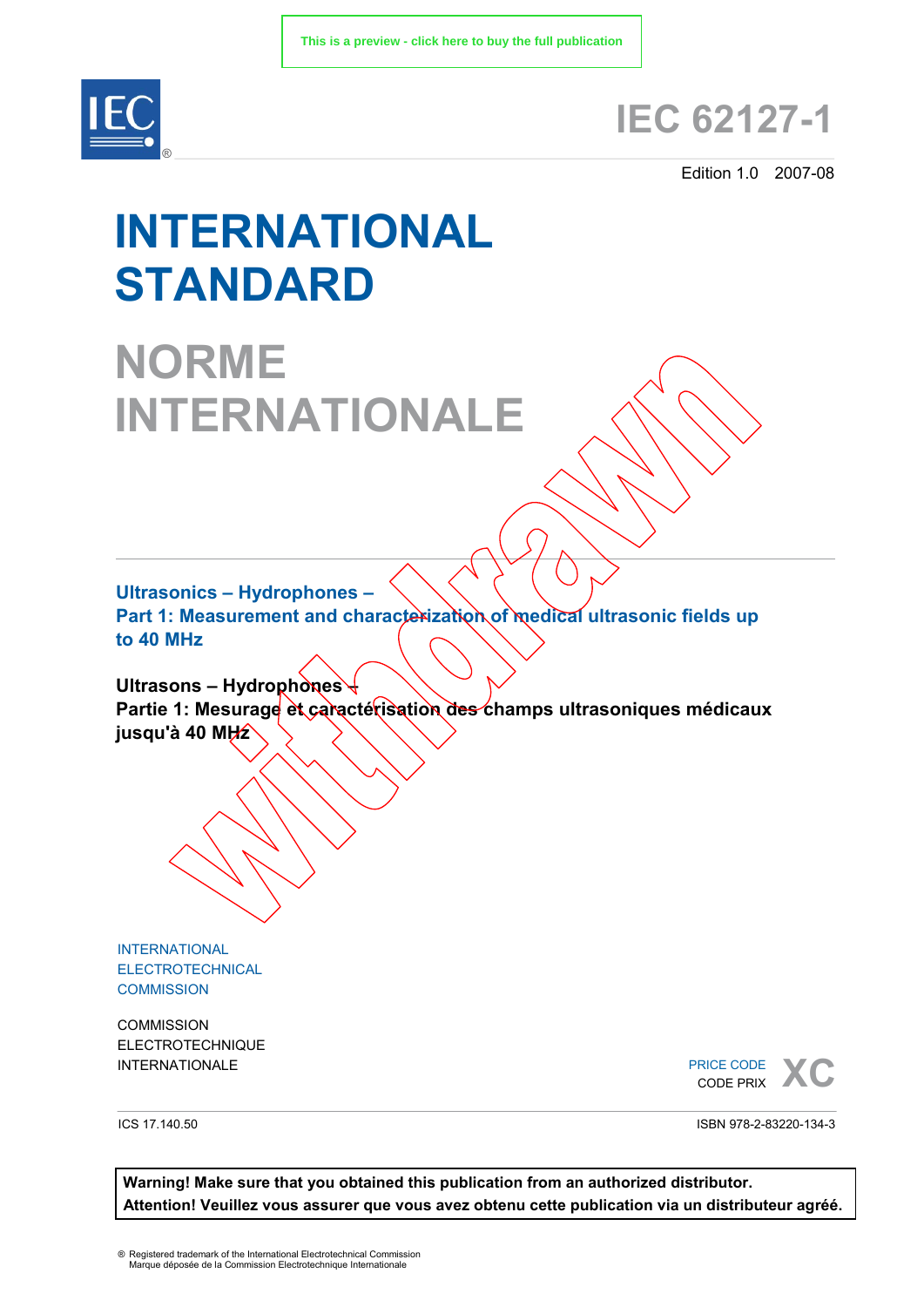This is a preview - click here to buy the full publication

IEC

# IEC 62127-1

Edition 1.0 2007-08

# INTERNATIONAL STANDARD

# NORME INTERNATIONALE

Withdrawn

**Ultrasonics – Hydrophones –**
**Part 1: Measurement and characterization of medical ultrasonic fields up to 40 MHz**

**Ultrasons – Hydrophones –**
**Partie 1: Mesurage et caractérisation des champs ultrasoniques médicaux jusqu'à 40 MHz**

INTERNATIONAL
ELECTROTECHNICAL
COMMISSION

COMMISSION
ELECTROTECHNIQUE
INTERNATIONALE

PRICE CODE
CODE PRIX **XC**

ICS 17.140.50

ISBN 978-2-83220-134-3

**Warning! Make sure that you obtained this publication from an authorized distributor.**
**Attention! Veuillez vous assurer que vous avez obtenu cette publication via un distributeur agréé.**

® Registered trademark of the International Electrotechnical Commission
Marque déposée de la Commission Electrotechnique Internationale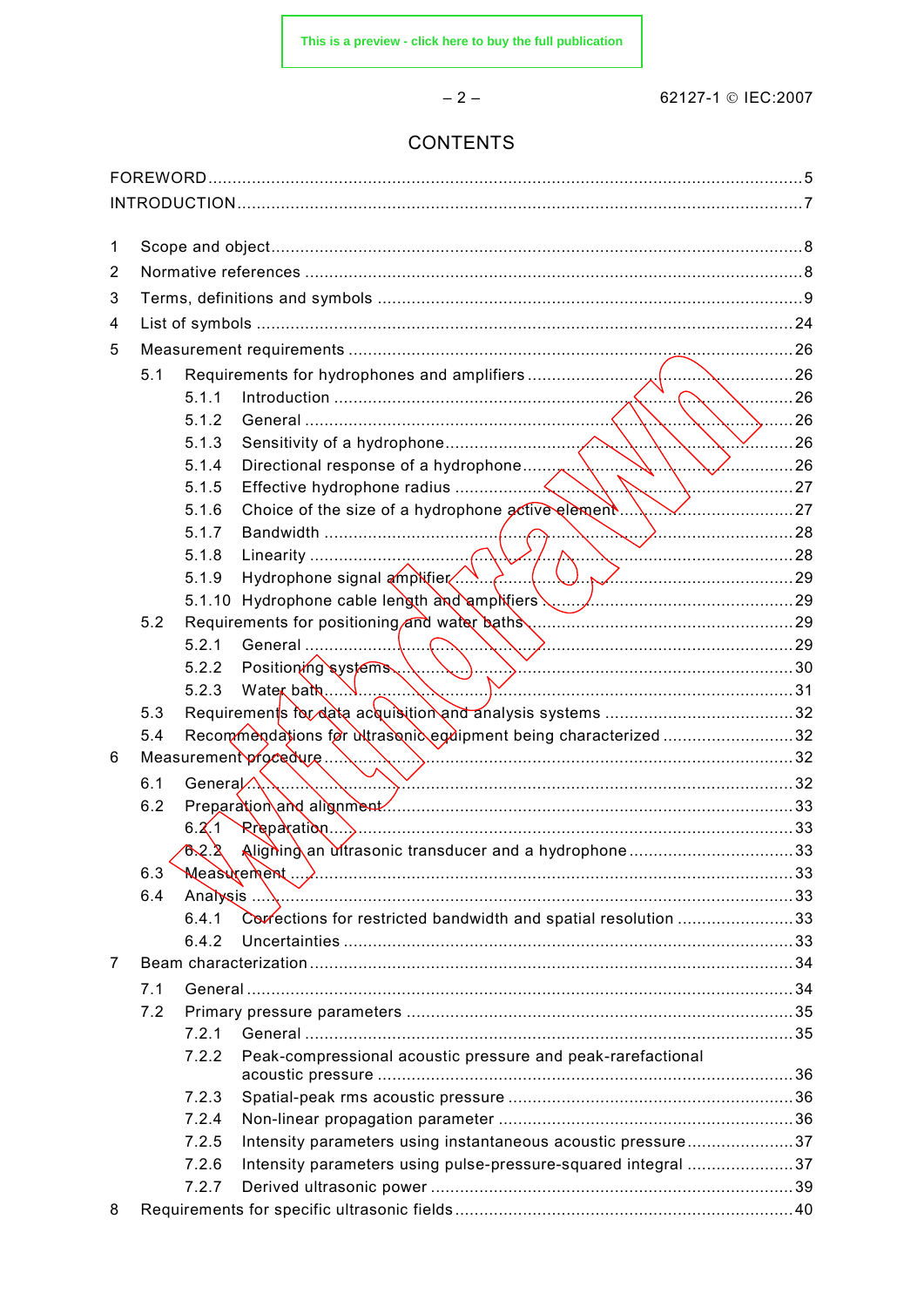# CONTENTS

FOREWORD ..... 5
INTRODUCTION ..... 7

1 Scope and object ..... 8
2 Normative references ..... 8
3 Terms, definitions and symbols ..... 9
4 List of symbols ..... 24
5 Measurement requirements ..... 26
  5.1 Requirements for hydrophones and amplifiers ..... 26
    5.1.1 Introduction ..... 26
    5.1.2 General ..... 26
    5.1.3 Sensitivity of a hydrophone ..... 26
    5.1.4 Directional response of a hydrophone ..... 26
    5.1.5 Effective hydrophone radius ..... 27
    5.1.6 Choice of the size of a hydrophone active element ..... 27
    5.1.7 Bandwidth ..... 28
    5.1.8 Linearity ..... 28
    5.1.9 Hydrophone signal amplifier ..... 29
    5.1.10 Hydrophone cable length and amplifiers ..... 29
  5.2 Requirements for positioning and water baths ..... 29
    5.2.1 General ..... 29
    5.2.2 Positioning systems ..... 30
    5.2.3 Water bath ..... 31
  5.3 Requirements for data acquisition and analysis systems ..... 32
  5.4 Recommendations for ultrasonic equipment being characterized ..... 32
6 Measurement procedure ..... 32
  6.1 General ..... 32
  6.2 Preparation and alignment ..... 33
    6.2.1 Preparation ..... 33
    6.2.2 Aligning an ultrasonic transducer and a hydrophone ..... 33
  6.3 Measurement ..... 33
  6.4 Analysis ..... 33
    6.4.1 Corrections for restricted bandwidth and spatial resolution ..... 33
    6.4.2 Uncertainties ..... 33
7 Beam characterization ..... 34
  7.1 General ..... 34
  7.2 Primary pressure parameters ..... 35
    7.2.1 General ..... 35
    7.2.2 Peak-compressional acoustic pressure and peak-rarefactional acoustic pressure ..... 36
    7.2.3 Spatial-peak rms acoustic pressure ..... 36
    7.2.4 Non-linear propagation parameter ..... 36
    7.2.5 Intensity parameters using instantaneous acoustic pressure ..... 37
    7.2.6 Intensity parameters using pulse-pressure-squared integral ..... 37
    7.2.7 Derived ultrasonic power ..... 39
8 Requirements for specific ultrasonic fields ..... 40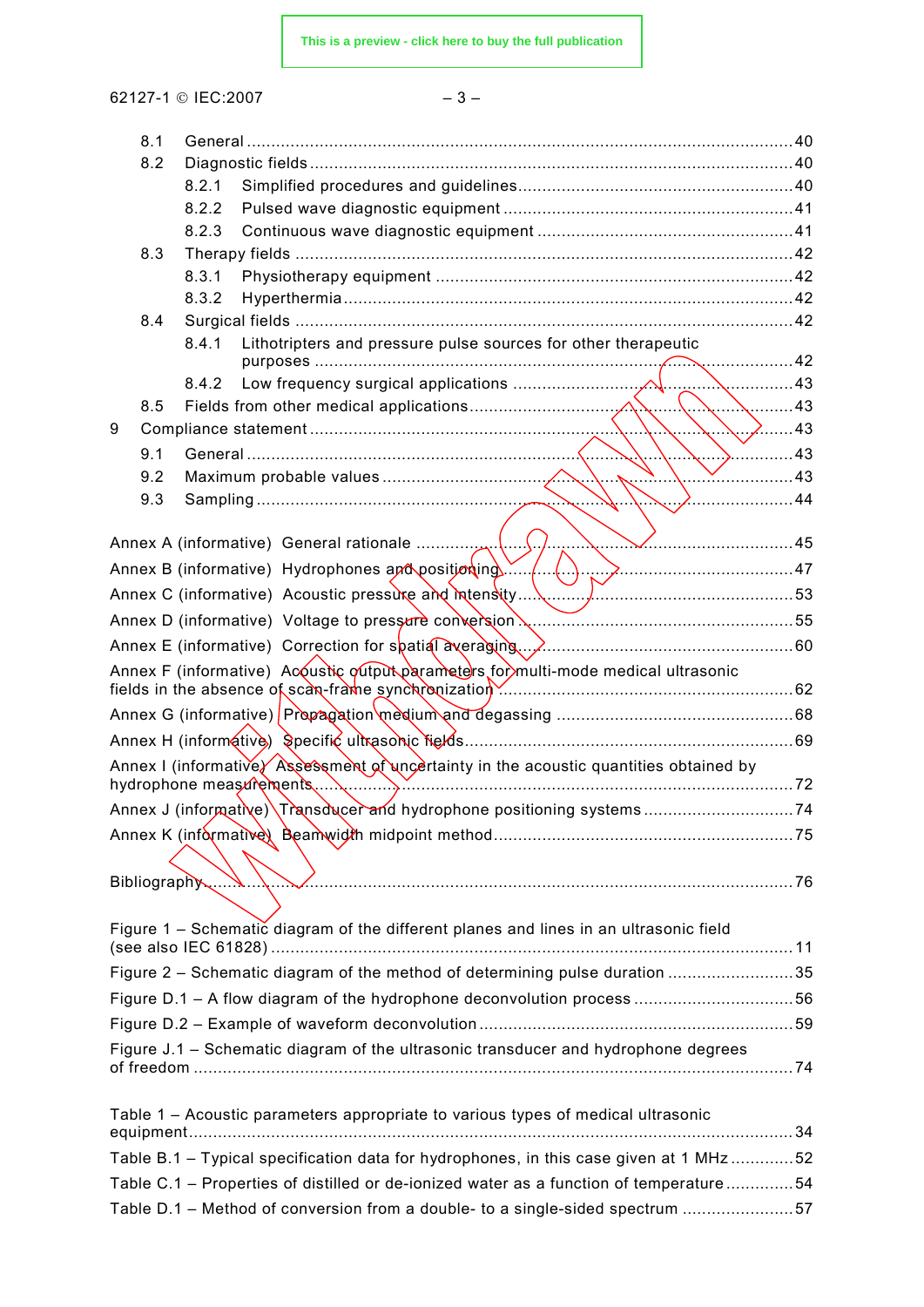8.1 General ........................................................................................................ 40

8.2 Diagnostic fields ............................................................................................. 40

8.2.1 Simplified procedures and guidelines ..................................................... 40

8.2.2 Pulsed wave diagnostic equipment ......................................................... 41

8.2.3 Continuous wave diagnostic equipment .................................................. 41

8.3 Therapy fields ................................................................................................. 42

8.3.1 Physiotherapy equipment ....................................................................... 42

8.3.2 Hyperthermia ........................................................................................ 42

8.4 Surgical fields ................................................................................................. 42

8.4.1 Lithotripters and pressure pulse sources for other therapeutic purposes ............................................................................................... 42

8.4.2 Low frequency surgical applications ....................................................... 43

8.5 Fields from other medical applications ............................................................. 43

9 Compliance statement ............................................................................................ 43

9.1 General ........................................................................................................ 43

9.2 Maximum probable values ............................................................................... 43

9.3 Sampling ...................................................................................................... 44

Annex A (informative) General rationale ..................................................................... 45

Annex B (informative) Hydrophones and positioning ..................................................... 47

Annex C (informative) Acoustic pressure and intensity ................................................. 53

Annex D (informative) Voltage to pressure conversion .................................................. 55

Annex E (informative) Correction for spatial averaging ................................................. 60

Annex F (informative) Acoustic output parameters for multi-mode medical ultrasonic fields in the absence of scan-frame synchronization ........................................................ 62

Annex G (informative) Propagation medium and degassing ........................................... 68

Annex H (informative) Specific ultrasonic fields ............................................................ 69

Annex I (informative) Assessment of uncertainty in the acoustic quantities obtained by hydrophone measurements ......................................................................................... 72

Annex J (informative) Transducer and hydrophone positioning systems ......................... 74

Annex K (informative) Beamwidth midpoint method ....................................................... 75

Bibliography ............................................................................................................. 76

Figure 1 – Schematic diagram of the different planes and lines in an ultrasonic field (see also IEC 61828) ..................................................................................................... 11

Figure 2 – Schematic diagram of the method of determining pulse duration ..................... 35

Figure D.1 – A flow diagram of the hydrophone deconvolution process ............................ 56

Figure D.2 – Example of waveform deconvolution ........................................................... 59

Figure J.1 – Schematic diagram of the ultrasonic transducer and hydrophone degrees of freedom ................................................................................................................ 74

Table 1 – Acoustic parameters appropriate to various types of medical ultrasonic equipment ................................................................................................................. 34

Table B.1 – Typical specification data for hydrophones, in this case given at 1 MHz ............ 52

Table C.1 – Properties of distilled or de-ionized water as a function of temperature ............ 54

Table D.1 – Method of conversion from a double- to a single-sided spectrum ..................... 57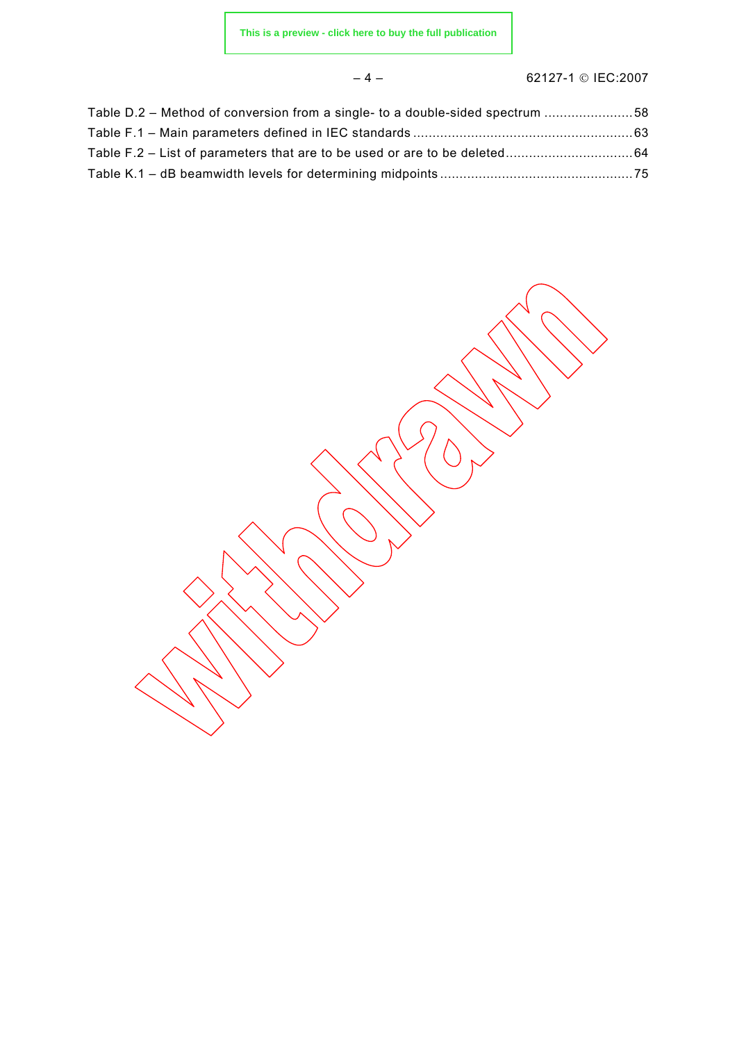Table D.2 – Method of conversion from a single- to a double-sided spectrum .......................58
Table F.1 – Main parameters defined in IEC standards .........................................................63
Table F.2 – List of parameters that are to be used or are to be deleted................................64
Table K.1 – dB beamwidth levels for determining midpoints .................................................75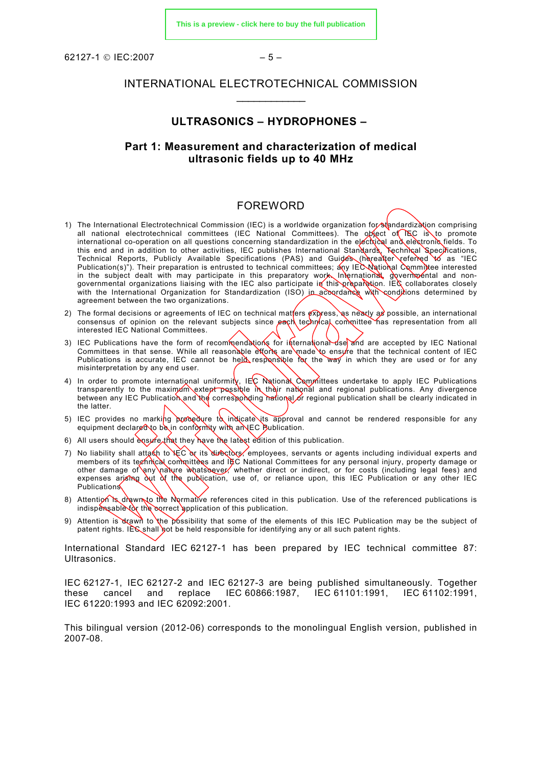INTERNATIONAL ELECTROTECHNICAL COMMISSION

___________

# ULTRASONICS – HYDROPHONES –

## Part 1: Measurement and characterization of medical ultrasonic fields up to 40 MHz

## FOREWORD

1) The International Electrotechnical Commission (IEC) is a worldwide organization for standardization comprising all national electrotechnical committees (IEC National Committees). The object of IEC is to promote international co-operation on all questions concerning standardization in the electrical and electronic fields. To this end and in addition to other activities, IEC publishes International Standards, Technical Specifications, Technical Reports, Publicly Available Specifications (PAS) and Guides (hereafter referred to as "IEC Publication(s)"). Their preparation is entrusted to technical committees; any IEC National Committee interested in the subject dealt with may participate in this preparatory work. International, governmental and non-governmental organizations liaising with the IEC also participate in this preparation. IEC collaborates closely with the International Organization for Standardization (ISO) in accordance with conditions determined by agreement between the two organizations.
2) The formal decisions or agreements of IEC on technical matters express, as nearly as possible, an international consensus of opinion on the relevant subjects since each technical committee has representation from all interested IEC National Committees.
3) IEC Publications have the form of recommendations for international use and are accepted by IEC National Committees in that sense. While all reasonable efforts are made to ensure that the technical content of IEC Publications is accurate, IEC cannot be held responsible for the way in which they are used or for any misinterpretation by any end user.
4) In order to promote international uniformity, IEC National Committees undertake to apply IEC Publications transparently to the maximum extent possible in their national and regional publications. Any divergence between any IEC Publication and the corresponding national or regional publication shall be clearly indicated in the latter.
5) IEC provides no marking procedure to indicate its approval and cannot be rendered responsible for any equipment declared to be in conformity with an IEC Publication.
6) All users should ensure that they have the latest edition of this publication.
7) No liability shall attach to IEC or its directors, employees, servants or agents including individual experts and members of its technical committees and IEC National Committees for any personal injury, property damage or other damage of any nature whatsoever, whether direct or indirect, or for costs (including legal fees) and expenses arising out of the publication, use of, or reliance upon, this IEC Publication or any other IEC Publications.
8) Attention is drawn to the Normative references cited in this publication. Use of the referenced publications is indispensable for the correct application of this publication.
9) Attention is drawn to the possibility that some of the elements of this IEC Publication may be the subject of patent rights. IEC shall not be held responsible for identifying any or all such patent rights.

International Standard IEC 62127-1 has been prepared by IEC technical committee 87: Ultrasonics.

IEC 62127-1, IEC 62127-2 and IEC 62127-3 are being published simultaneously. Together these cancel and replace IEC 60866:1987, IEC 61101:1991, IEC 61102:1991, IEC 61220:1993 and IEC 62092:2001.

This bilingual version (2012-06) corresponds to the monolingual English version, published in 2007-08.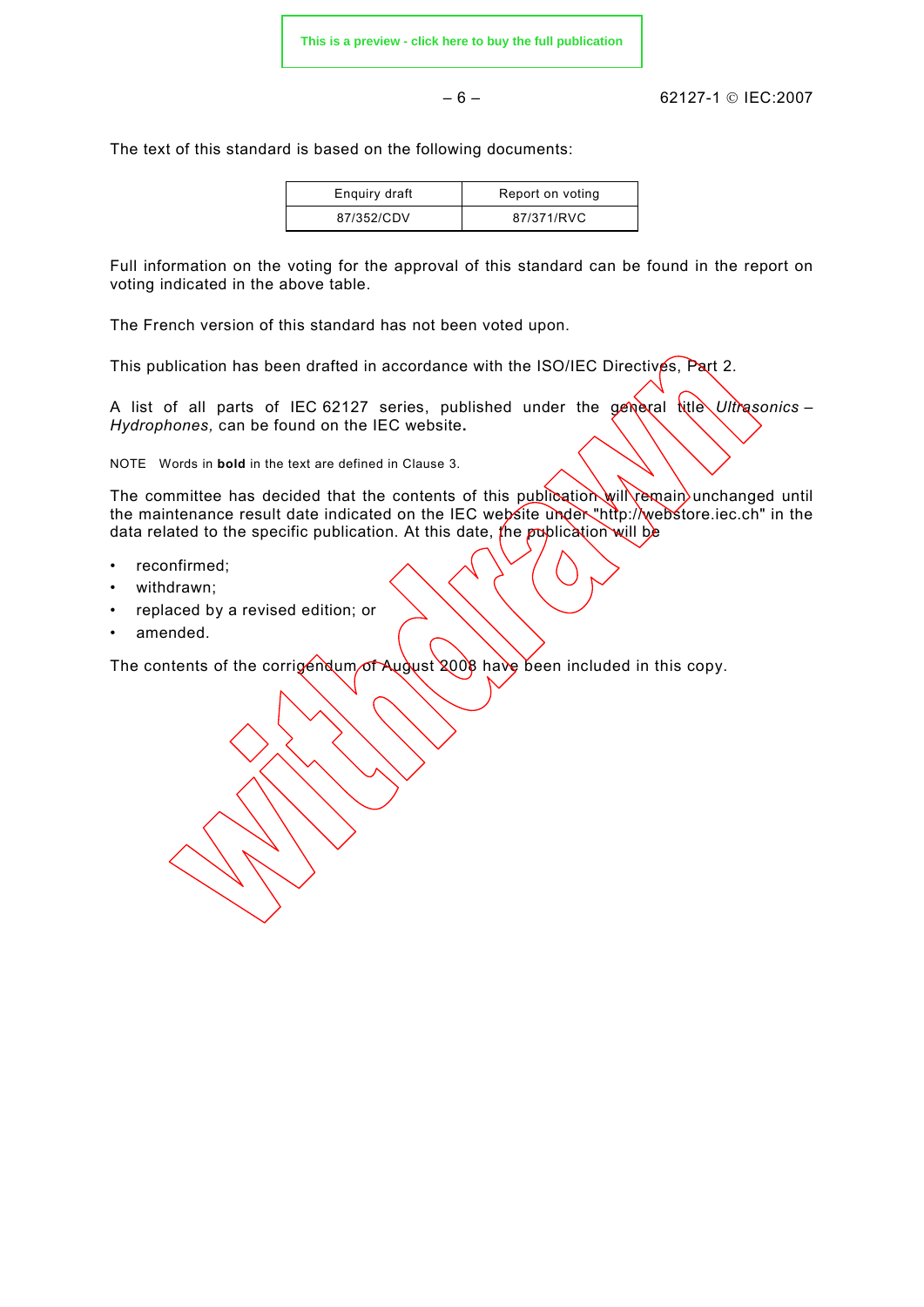The text of this standard is based on the following documents:

| Enquiry draft | Report on voting |
| --- | --- |
| 87/352/CDV | 87/371/RVC |

Full information on the voting for the approval of this standard can be found in the report on voting indicated in the above table.

The French version of this standard has not been voted upon.

This publication has been drafted in accordance with the ISO/IEC Directives, Part 2.

A list of all parts of IEC 62127 series, published under the general title *Ultrasonics – Hydrophones,* can be found on the IEC website**.**

NOTE Words in **bold** in the text are defined in Clause 3.

The committee has decided that the contents of this publication will remain unchanged until the maintenance result date indicated on the IEC website under "http://webstore.iec.ch" in the data related to the specific publication. At this date, the publication will be

- reconfirmed;
- withdrawn;
- replaced by a revised edition; or
- amended.

The contents of the corrigendum of August 2008 have been included in this copy.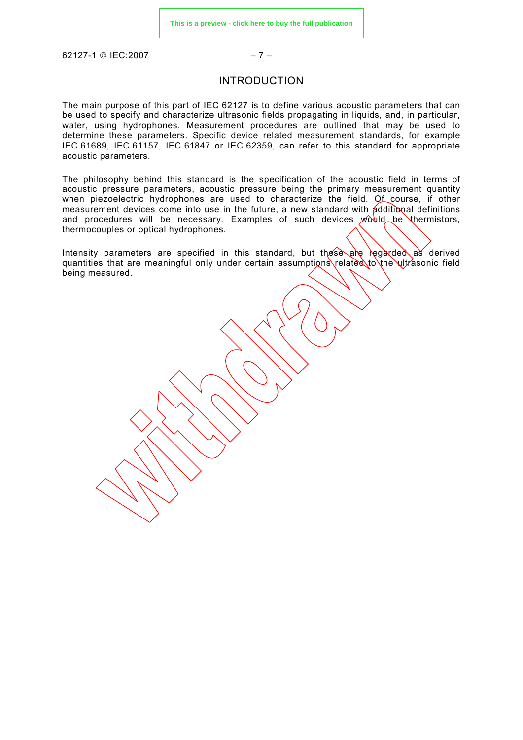# INTRODUCTION

The main purpose of this part of IEC 62127 is to define various acoustic parameters that can be used to specify and characterize ultrasonic fields propagating in liquids, and, in particular, water, using hydrophones. Measurement procedures are outlined that may be used to determine these parameters. Specific device related measurement standards, for example IEC 61689, IEC 61157, IEC 61847 or IEC 62359, can refer to this standard for appropriate acoustic parameters.

The philosophy behind this standard is the specification of the acoustic field in terms of acoustic pressure parameters, acoustic pressure being the primary measurement quantity when piezoelectric hydrophones are used to characterize the field. Of course, if other measurement devices come into use in the future, a new standard with additional definitions and procedures will be necessary. Examples of such devices would be thermistors, thermocouples or optical hydrophones.

Intensity parameters are specified in this standard, but these are regarded as derived quantities that are meaningful only under certain assumptions related to the ultrasonic field being measured.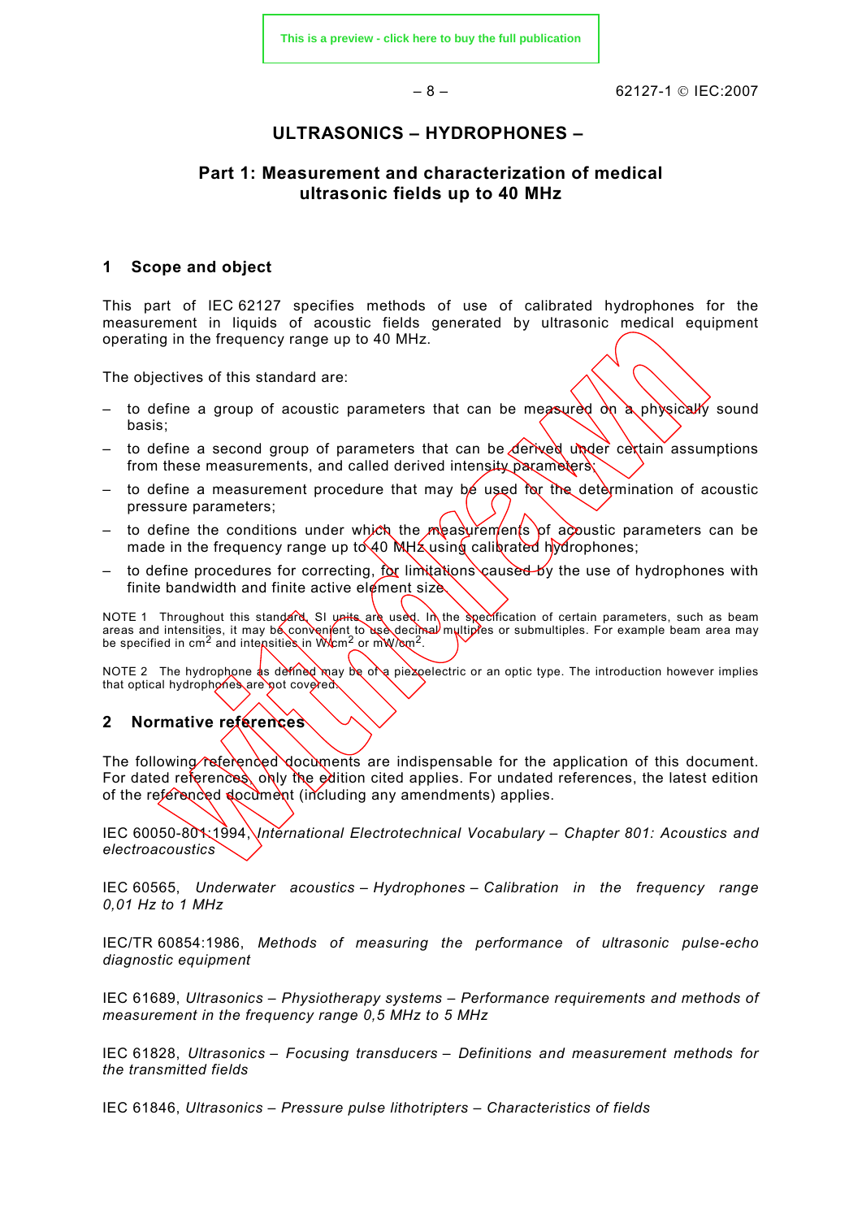# ULTRASONICS – HYDROPHONES –

## Part 1: Measurement and characterization of medical ultrasonic fields up to 40 MHz

## 1 Scope and object

This part of IEC 62127 specifies methods of use of calibrated hydrophones for the measurement in liquids of acoustic fields generated by ultrasonic medical equipment operating in the frequency range up to 40 MHz.

The objectives of this standard are:

- to define a group of acoustic parameters that can be measured on a physically sound basis;
- to define a second group of parameters that can be derived under certain assumptions from these measurements, and called derived intensity parameters;
- to define a measurement procedure that may be used for the determination of acoustic pressure parameters;
- to define the conditions under which the measurements of acoustic parameters can be made in the frequency range up to 40 MHz using calibrated hydrophones;
- to define procedures for correcting, for limitations caused by the use of hydrophones with finite bandwidth and finite active element size.

NOTE 1 Throughout this standard, SI units are used. In the specification of certain parameters, such as beam areas and intensities, it may be convenient to use decimal multiples or submultiples. For example beam area may be specified in $cm^2$ and intensities in $W/cm^2$ or $mW/cm^2$.

NOTE 2 The hydrophone as defined may be of a piezoelectric or an optic type. The introduction however implies that optical hydrophones are not covered.

## 2 Normative references

The following referenced documents are indispensable for the application of this document. For dated references, only the edition cited applies. For undated references, the latest edition of the referenced document (including any amendments) applies.

IEC 60050-801:1994, *International Electrotechnical Vocabulary – Chapter 801: Acoustics and electroacoustics*

IEC 60565, *Underwater acoustics – Hydrophones – Calibration in the frequency range 0,01 Hz to 1 MHz*

IEC/TR 60854:1986, *Methods of measuring the performance of ultrasonic pulse-echo diagnostic equipment*

IEC 61689, *Ultrasonics – Physiotherapy systems – Performance requirements and methods of measurement in the frequency range 0,5 MHz to 5 MHz*

IEC 61828, *Ultrasonics – Focusing transducers – Definitions and measurement methods for the transmitted fields*

IEC 61846, *Ultrasonics – Pressure pulse lithotripters – Characteristics of fields*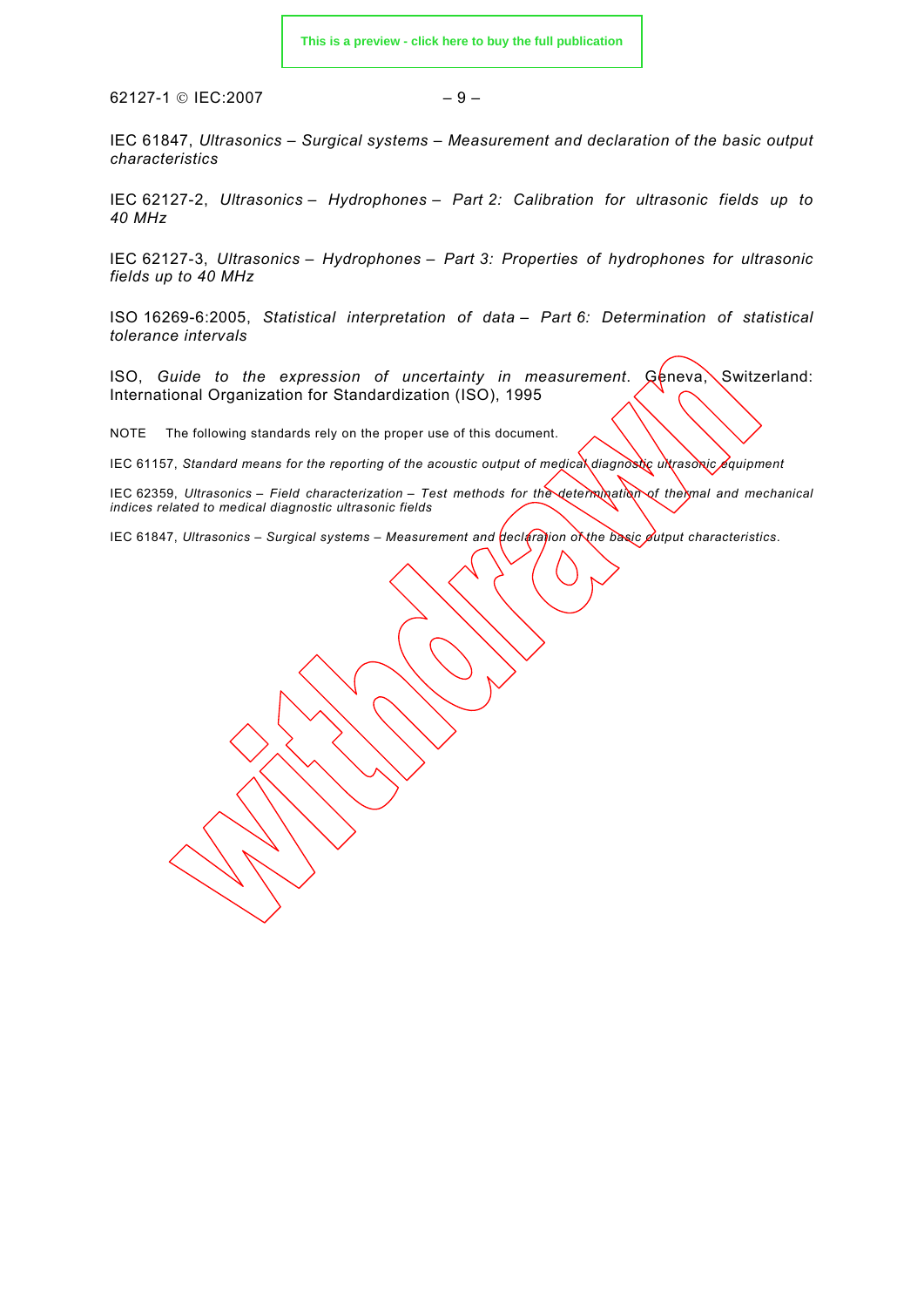IEC 61847, *Ultrasonics – Surgical systems – Measurement and declaration of the basic output characteristics*

IEC 62127-2, *Ultrasonics – Hydrophones – Part 2: Calibration for ultrasonic fields up to 40 MHz*

IEC 62127-3, *Ultrasonics – Hydrophones – Part 3: Properties of hydrophones for ultrasonic fields up to 40 MHz*

ISO 16269-6:2005, *Statistical interpretation of data – Part 6: Determination of statistical tolerance intervals*

ISO, *Guide to the expression of uncertainty in measurement*. Geneva, Switzerland: International Organization for Standardization (ISO), 1995

NOTE The following standards rely on the proper use of this document.

IEC 61157, *Standard means for the reporting of the acoustic output of medical diagnostic ultrasonic equipment*

IEC 62359, *Ultrasonics – Field characterization – Test methods for the determination of thermal and mechanical indices related to medical diagnostic ultrasonic fields*

IEC 61847, *Ultrasonics – Surgical systems – Measurement and declaration of the basic output characteristics.*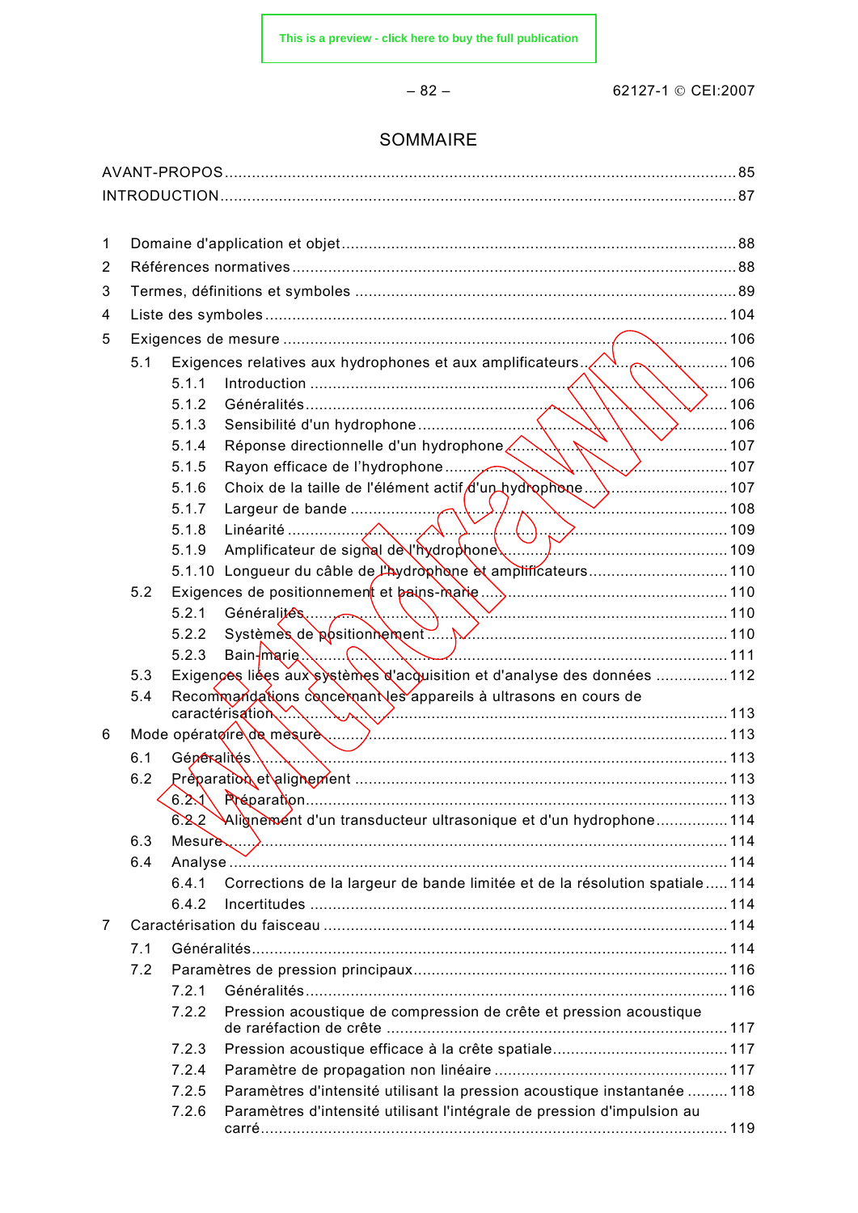# SOMMAIRE

AVANT-PROPOS ........................................................................................................ 85
INTRODUCTION ........................................................................................................ 87

1 Domaine d'application et objet ........................................................................................ 88
2 Références normatives ........................................................................................ 88
3 Termes, définitions et symboles ........................................................................................ 89
4 Liste des symboles ........................................................................................ 104
5 Exigences de mesure ........................................................................................ 106
  5.1 Exigences relatives aux hydrophones et aux amplificateurs ........................................................................................ 106
    5.1.1 Introduction ........................................................................................ 106
    5.1.2 Généralités ........................................................................................ 106
    5.1.3 Sensibilité d'un hydrophone ........................................................................................ 106
    5.1.4 Réponse directionnelle d'un hydrophone ........................................................................................ 107
    5.1.5 Rayon efficace de l'hydrophone ........................................................................................ 107
    5.1.6 Choix de la taille de l'élément actif d'un hydrophone ........................................................................................ 107
    5.1.7 Largeur de bande ........................................................................................ 108
    5.1.8 Linéarité ........................................................................................ 109
    5.1.9 Amplificateur de signal de l'hydrophone ........................................................................................ 109
    5.1.10 Longueur du câble de l'hydrophone et amplificateurs ........................................................................................ 110
  5.2 Exigences de positionnement et bains-marie ........................................................................................ 110
    5.2.1 Généralités ........................................................................................ 110
    5.2.2 Systèmes de positionnement ........................................................................................ 110
    5.2.3 Bain-marie ........................................................................................ 111
  5.3 Exigences liées aux systèmes d'acquisition et d'analyse des données ........................................................................................ 112
  5.4 Recommandations concernant les appareils à ultrasons en cours de caractérisation ........................................................................................ 113
6 Mode opératoire de mesure ........................................................................................ 113
  6.1 Généralités ........................................................................................ 113
  6.2 Préparation et alignement ........................................................................................ 113
    6.2.1 Préparation ........................................................................................ 113
    6.2.2 Alignement d'un transducteur ultrasonique et d'un hydrophone ........................................................................................ 114
  6.3 Mesure ........................................................................................ 114
  6.4 Analyse ........................................................................................ 114
    6.4.1 Corrections de la largeur de bande limitée et de la résolution spatiale ........................................................................................ 114
    6.4.2 Incertitudes ........................................................................................ 114
7 Caractérisation du faisceau ........................................................................................ 114
  7.1 Généralités ........................................................................................ 114
  7.2 Paramètres de pression principaux ........................................................................................ 116
    7.2.1 Généralités ........................................................................................ 116
    7.2.2 Pression acoustique de compression de crête et pression acoustique de raréfaction de crête ........................................................................................ 117
    7.2.3 Pression acoustique efficace à la crête spatiale ........................................................................................ 117
    7.2.4 Paramètre de propagation non linéaire ........................................................................................ 117
    7.2.5 Paramètres d'intensité utilisant la pression acoustique instantanée ........................................................................................ 118
    7.2.6 Paramètres d'intensité utilisant l'intégrale de pression d'impulsion au carré ........................................................................................ 119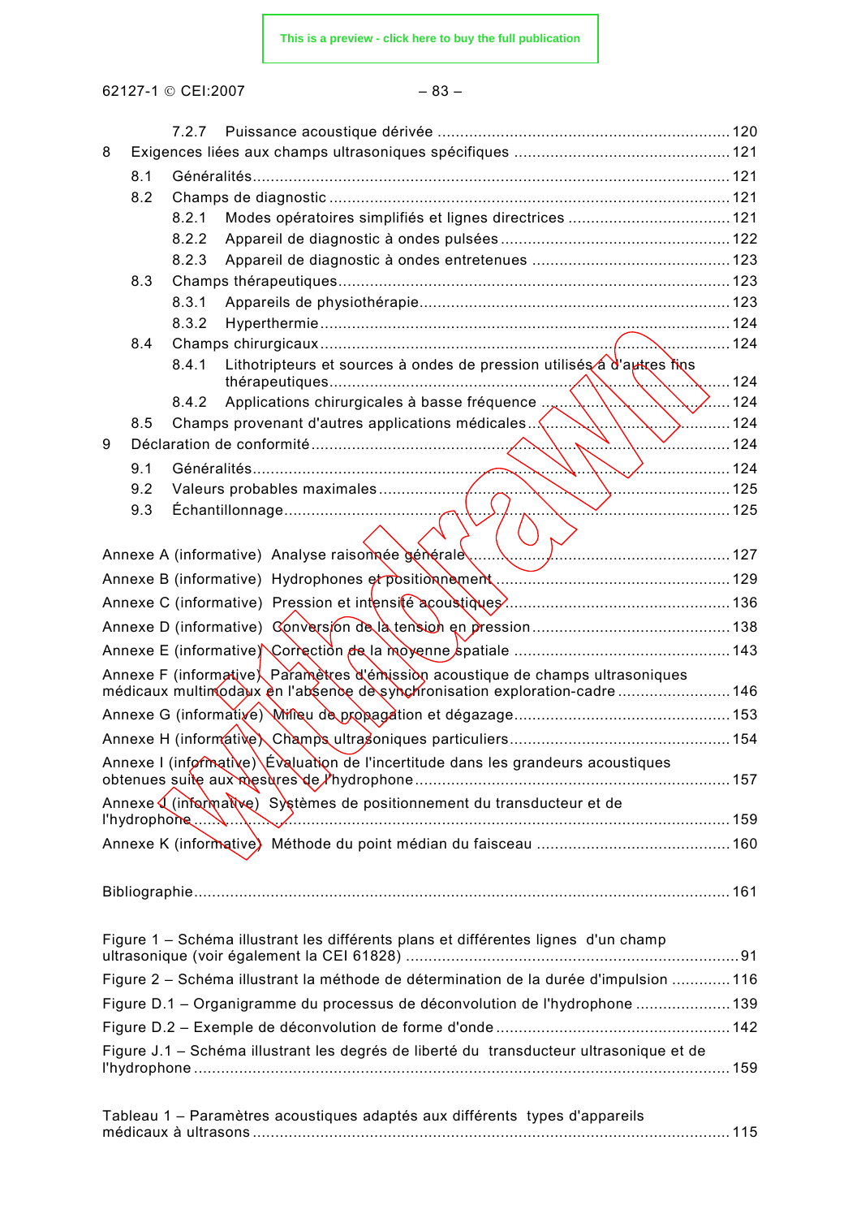7.2.7 Puissance acoustique dérivée ..... 120

8 Exigences liées aux champs ultrasoniques spécifiques ..... 121

8.1 Généralités ..... 121

8.2 Champs de diagnostic ..... 121

8.2.1 Modes opératoires simplifiés et lignes directrices ..... 121

8.2.2 Appareil de diagnostic à ondes pulsées ..... 122

8.2.3 Appareil de diagnostic à ondes entretenues ..... 123

8.3 Champs thérapeutiques ..... 123

8.3.1 Appareils de physiothérapie ..... 123

8.3.2 Hyperthermie ..... 124

8.4 Champs chirurgicaux ..... 124

8.4.1 Lithotripteurs et sources à ondes de pression utilisés à d'autres fins thérapeutiques ..... 124

8.4.2 Applications chirurgicales à basse fréquence ..... 124

8.5 Champs provenant d'autres applications médicales ..... 124

9 Déclaration de conformité ..... 124

9.1 Généralités ..... 124

9.2 Valeurs probables maximales ..... 125

9.3 Échantillonnage ..... 125

Annexe A (informative) Analyse raisonnée générale ..... 127

Annexe B (informative) Hydrophones et positionnement ..... 129

Annexe C (informative) Pression et intensité acoustiques ..... 136

Annexe D (informative) Conversion de la tension en pression ..... 138

Annexe E (informative) Correction de la moyenne spatiale ..... 143

Annexe F (informative) Paramètres d'émission acoustique de champs ultrasoniques médicaux multimodaux en l'absence de synchronisation exploration-cadre ..... 146

Annexe G (informative) Milieu de propagation et dégazage ..... 153

Annexe H (informative) Champs ultrasoniques particuliers ..... 154

Annexe I (informative) Évaluation de l'incertitude dans les grandeurs acoustiques obtenues suite aux mesures de l'hydrophone ..... 157

Annexe J (informative) Systèmes de positionnement du transducteur et de l'hydrophone ..... 159

Annexe K (informative) Méthode du point médian du faisceau ..... 160

Bibliographie ..... 161

Figure 1 – Schéma illustrant les différents plans et différentes lignes d'un champ ultrasonique (voir également la CEI 61828) ..... 91

Figure 2 – Schéma illustrant la méthode de détermination de la durée d'impulsion ..... 116

Figure D.1 – Organigramme du processus de déconvolution de l'hydrophone ..... 139

Figure D.2 – Exemple de déconvolution de forme d'onde ..... 142

Figure J.1 – Schéma illustrant les degrés de liberté du transducteur ultrasonique et de l'hydrophone ..... 159

Tableau 1 – Paramètres acoustiques adaptés aux différents types d'appareils médicaux à ultrasons ..... 115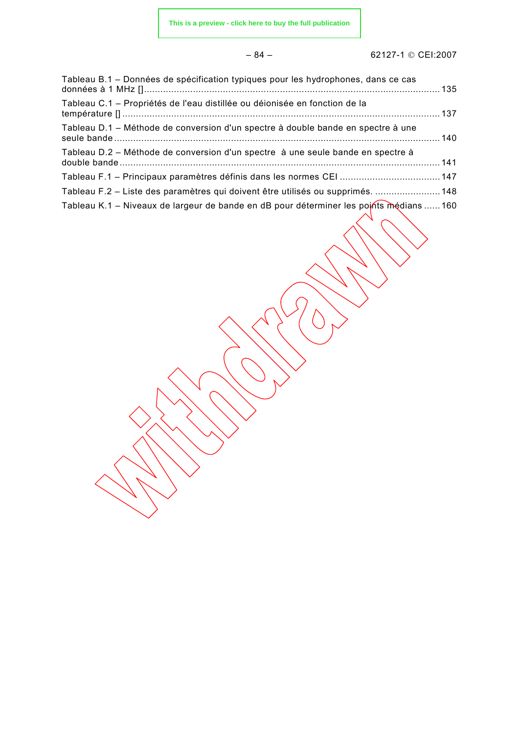Tableau B.1 – Données de spécification typiques pour les hydrophones, dans ce cas données à 1 MHz [] ............ 135

Tableau C.1 – Propriétés de l'eau distillée ou déionisée en fonction de la température [] ............ 137

Tableau D.1 – Méthode de conversion d'un spectre à double bande en spectre à une seule bande ............ 140

Tableau D.2 – Méthode de conversion d'un spectre à une seule bande en spectre à double bande ............ 141

Tableau F.1 – Principaux paramètres définis dans les normes CEI ............ 147

Tableau F.2 – Liste des paramètres qui doivent être utilisés ou supprimés. ............ 148

Tableau K.1 – Niveaux de largeur de bande en dB pour déterminer les points médians ............ 160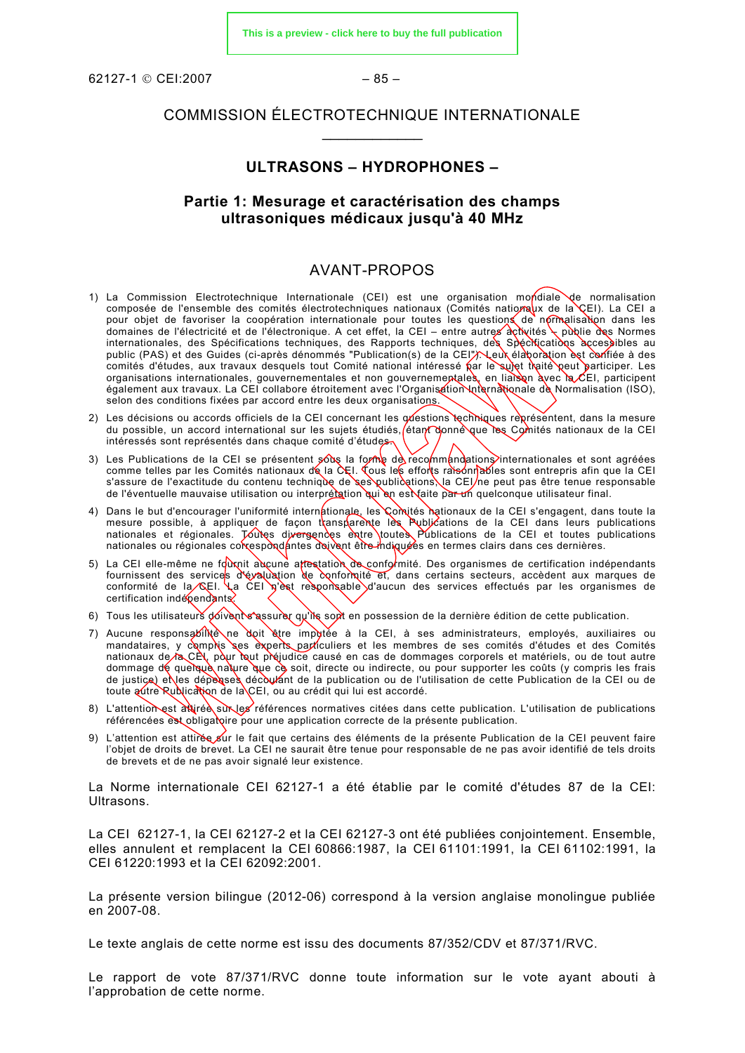# COMMISSION ÉLECTROTECHNIQUE INTERNATIONALE

## ULTRASONS – HYDROPHONES –

## Partie 1: Mesurage et caractérisation des champs ultrasoniques médicaux jusqu'à 40 MHz

## AVANT-PROPOS

1) La Commission Electrotechnique Internationale (CEI) est une organisation mondiale de normalisation composée de l'ensemble des comités électrotechniques nationaux (Comités nationaux de la CEI). La CEI a pour objet de favoriser la coopération internationale pour toutes les questions de normalisation dans les domaines de l'électricité et de l'électronique. A cet effet, la CEI – entre autres activités – publie des Normes internationales, des Spécifications techniques, des Rapports techniques, des Spécifications accessibles au public (PAS) et des Guides (ci-après dénommés "Publication(s) de la CEI"). Leur élaboration est confiée à des comités d'études, aux travaux desquels tout Comité national intéressé par le sujet traité peut participer. Les organisations internationales, gouvernementales et non gouvernementales, en liaison avec la CEI, participent également aux travaux. La CEI collabore étroitement avec l'Organisation Internationale de Normalisation (ISO), selon des conditions fixées par accord entre les deux organisations.
2) Les décisions ou accords officiels de la CEI concernant les questions techniques représentent, dans la mesure du possible, un accord international sur les sujets étudiés, étant donné que les Comités nationaux de la CEI intéressés sont représentés dans chaque comité d'études.
3) Les Publications de la CEI se présentent sous la forme de recommandations internationales et sont agréées comme telles par les Comités nationaux de la CEI. Tous les efforts raisonnables sont entrepris afin que la CEI s'assure de l'exactitude du contenu technique de ses publications; la CEI ne peut pas être tenue responsable de l'éventuelle mauvaise utilisation ou interprétation qui en est faite par un quelconque utilisateur final.
4) Dans le but d'encourager l'uniformité internationale, les Comités nationaux de la CEI s'engagent, dans toute la mesure possible, à appliquer de façon transparente les Publications de la CEI dans leurs publications nationales et régionales. Toutes divergences entre toutes Publications de la CEI et toutes Publications nationales ou régionales correspondantes doivent être indiquées en termes clairs dans ces dernières.
5) La CEI elle-même ne fournit aucune attestation de conformité. Des organismes de certification indépendants fournissent des services d'évaluation de conformité et, dans certains secteurs, accèdent aux marques de conformité de la CEI. La CEI n'est responsable d'aucun des services effectués par les organismes de certification indépendants.
6) Tous les utilisateurs doivent s'assurer qu'ils sont en possession de la dernière édition de cette publication.
7) Aucune responsabilité ne doit être imputée à la CEI, à ses administrateurs, employés, auxiliaires ou mandataires, y compris ses experts particuliers et les membres de ses comités d'études et des Comités nationaux de la CEI, pour tout préjudice causé en cas de dommages corporels et matériels, ou de tout autre dommage de quelque nature que ce soit, directe ou indirecte, ou pour supporter les coûts (y compris les frais de justice) et les dépenses découlant de la publication ou de l'utilisation de cette Publication de la CEI ou de toute autre Publication de la CEI, ou au crédit qui lui est accordé.
8) L'attention est attirée sur les références normatives citées dans cette publication. L'utilisation de publications référencées est obligatoire pour une application correcte de la présente publication.
9) L'attention est attirée sur le fait que certains des éléments de la présente Publication de la CEI peuvent faire l'objet de droits de brevet. La CEI ne saurait être tenue pour responsable de ne pas avoir identifié de tels droits de brevets et de ne pas avoir signalé leur existence.

La Norme internationale CEI 62127-1 a été établie par le comité d'études 87 de la CEI: Ultrasons.

La CEI 62127-1, la CEI 62127-2 et la CEI 62127-3 ont été publiées conjointement. Ensemble, elles annulent et remplacent la CEI 60866:1987, la CEI 61101:1991, la CEI 61102:1991, la CEI 61220:1993 et la CEI 62092:2001.

La présente version bilingue (2012-06) correspond à la version anglaise monolingue publiée en 2007-08.

Le texte anglais de cette norme est issu des documents 87/352/CDV et 87/371/RVC.

Le rapport de vote 87/371/RVC donne toute information sur le vote ayant abouti à l'approbation de cette norme.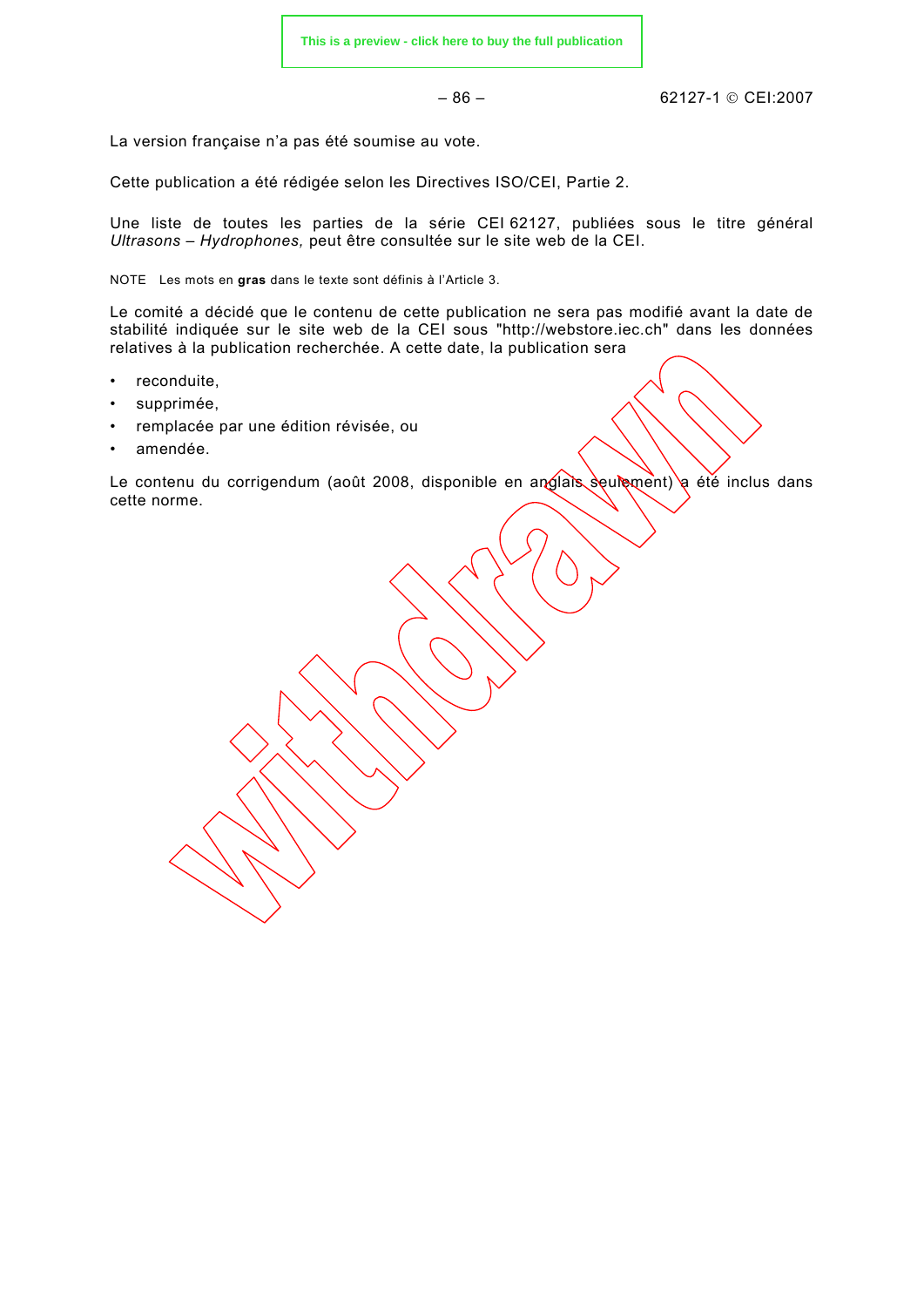La version française n'a pas été soumise au vote.

Cette publication a été rédigée selon les Directives ISO/CEI, Partie 2.

Une liste de toutes les parties de la série CEI 62127, publiées sous le titre général *Ultrasons – Hydrophones,* peut être consultée sur le site web de la CEI.

NOTE Les mots en **gras** dans le texte sont définis à l'Article 3.

Le comité a décidé que le contenu de cette publication ne sera pas modifié avant la date de stabilité indiquée sur le site web de la CEI sous "http://webstore.iec.ch" dans les données relatives à la publication recherchée. A cette date, la publication sera

- reconduite,
- supprimée,
- remplacée par une édition révisée, ou
- amendée.

Le contenu du corrigendum (août 2008, disponible en anglais seulement) a été inclus dans cette norme.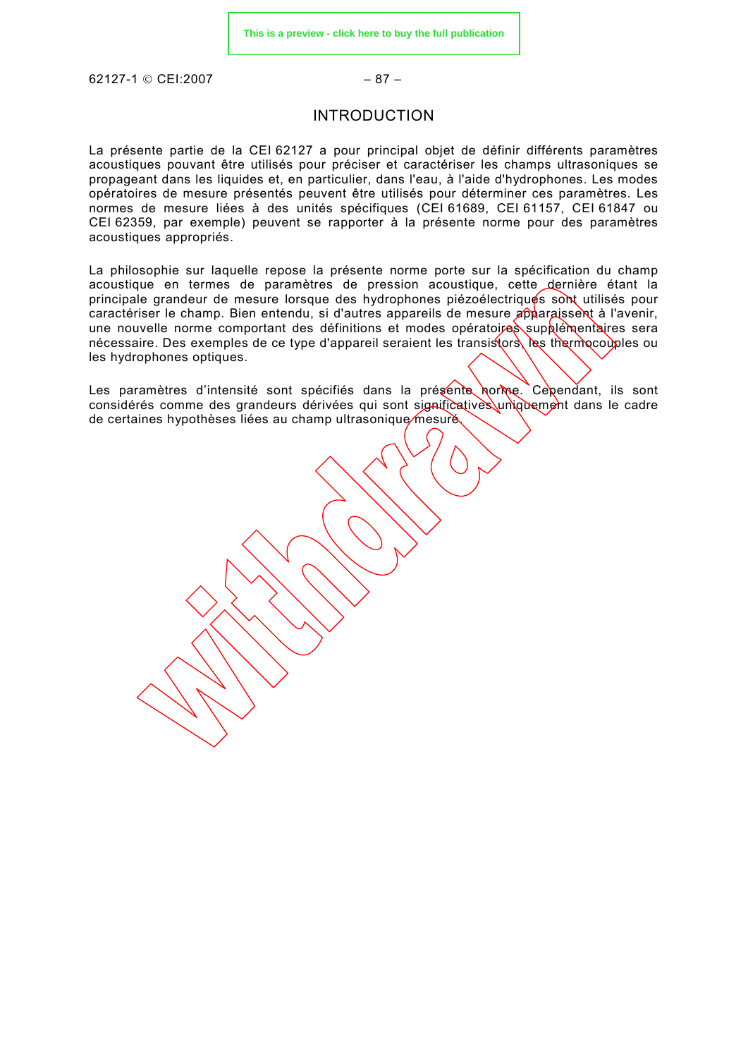# INTRODUCTION

La présente partie de la CEI 62127 a pour principal objet de définir différents paramètres acoustiques pouvant être utilisés pour préciser et caractériser les champs ultrasoniques se propageant dans les liquides et, en particulier, dans l'eau, à l'aide d'hydrophones. Les modes opératoires de mesure présentés peuvent être utilisés pour déterminer ces paramètres. Les normes de mesure liées à des unités spécifiques (CEI 61689, CEI 61157, CEI 61847 ou CEI 62359, par exemple) peuvent se rapporter à la présente norme pour des paramètres acoustiques appropriés.

La philosophie sur laquelle repose la présente norme porte sur la spécification du champ acoustique en termes de paramètres de pression acoustique, cette dernière étant la principale grandeur de mesure lorsque des hydrophones piézoélectriques sont utilisés pour caractériser le champ. Bien entendu, si d'autres appareils de mesure apparaissent à l'avenir, une nouvelle norme comportant des définitions et modes opératoires supplémentaires sera nécessaire. Des exemples de ce type d'appareil seraient les transistors, les thermocouples ou les hydrophones optiques.

Les paramètres d'intensité sont spécifiés dans la présente norme. Cependant, ils sont considérés comme des grandeurs dérivées qui sont significatives uniquement dans le cadre de certaines hypothèses liées au champ ultrasonique mesuré.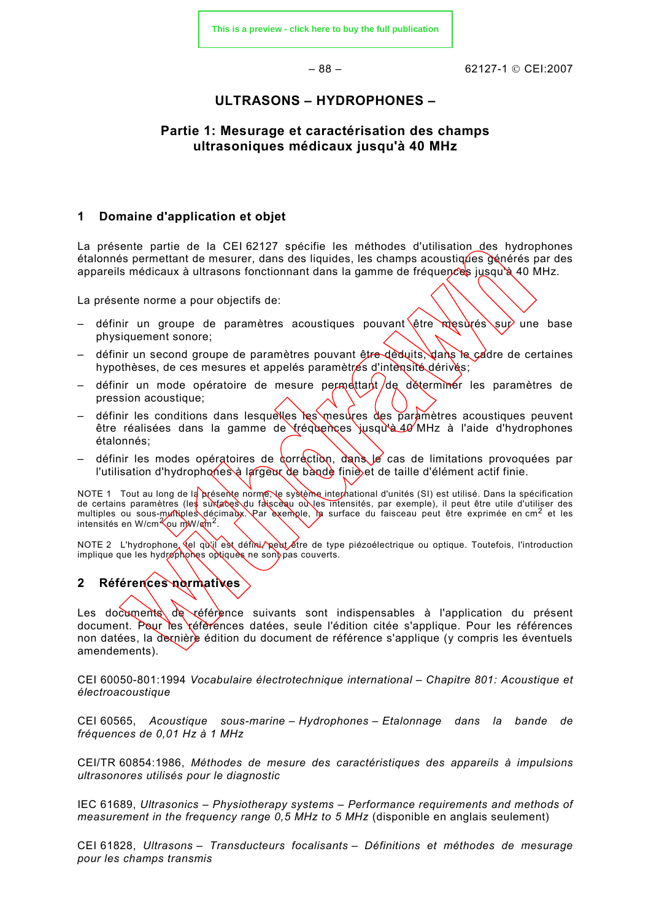# ULTRASONS – HYDROPHONES –

## Partie 1: Mesurage et caractérisation des champs ultrasoniques médicaux jusqu'à 40 MHz

## 1 Domaine d'application et objet

La présente partie de la CEI 62127 spécifie les méthodes d'utilisation des hydrophones étalonnés permettant de mesurer, dans des liquides, les champs acoustiques générés par des appareils médicaux à ultrasons fonctionnant dans la gamme de fréquences jusqu'à 40 MHz.

La présente norme a pour objectifs de:

- définir un groupe de paramètres acoustiques pouvant être mesurés sur une base physiquement sonore;
- définir un second groupe de paramètres pouvant être déduits, dans le cadre de certaines hypothèses, de ces mesures et appelés paramètres d'intensité dérivés;
- définir un mode opératoire de mesure permettant de déterminer les paramètres de pression acoustique;
- définir les conditions dans lesquelles les mesures des paramètres acoustiques peuvent être réalisées dans la gamme de fréquences jusqu'à 40 MHz à l'aide d'hydrophones étalonnés;
- définir les modes opératoires de correction, dans le cas de limitations provoquées par l'utilisation d'hydrophones à largeur de bande finie et de taille d'élément actif finie.

NOTE 1 Tout au long de la présente norme, le système international d'unités (SI) est utilisé. Dans la spécification de certains paramètres (les surfaces du faisceau ou les intensités, par exemple), il peut être utile d'utiliser des multiples ou sous-multiples décimaux. Par exemple, la surface du faisceau peut être exprimée en $cm^2$ et les intensités en $W/cm^2$ ou $mW/cm^2$.

NOTE 2 L'hydrophone, tel qu'il est défini, peut être de type piézoélectrique ou optique. Toutefois, l'introduction implique que les hydrophones optiques ne sont pas couverts.

## 2 Références normatives

Les documents de référence suivants sont indispensables à l'application du présent document. Pour les références datées, seule l'édition citée s'applique. Pour les références non datées, la dernière édition du document de référence s'applique (y compris les éventuels amendements).

CEI 60050-801:1994 *Vocabulaire électrotechnique international – Chapitre 801: Acoustique et électroacoustique*

CEI 60565, *Acoustique sous-marine – Hydrophones – Etalonnage dans la bande de fréquences de 0,01 Hz à 1 MHz*

CEI/TR 60854:1986, *Méthodes de mesure des caractéristiques des appareils à impulsions ultrasonores utilisés pour le diagnostic*

IEC 61689, *Ultrasonics – Physiotherapy systems – Performance requirements and methods of measurement in the frequency range 0,5 MHz to 5 MHz* (disponible en anglais seulement)

CEI 61828, *Ultrasons – Transducteurs focalisants – Définitions et méthodes de mesurage pour les champs transmis*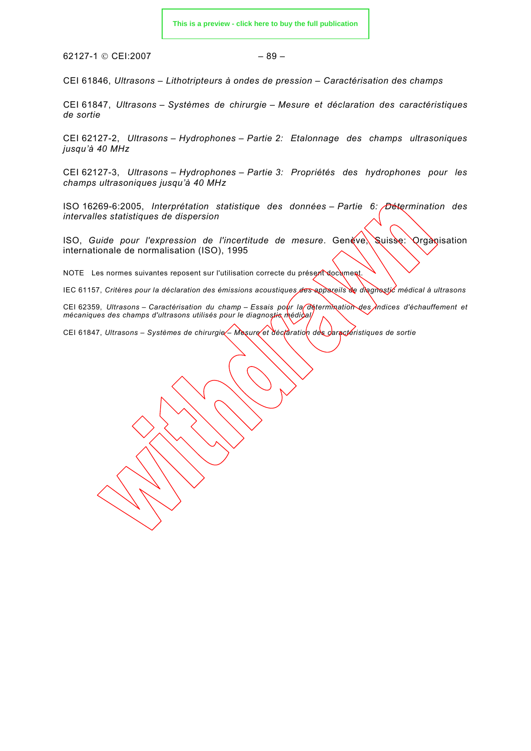CEI 61846, *Ultrasons – Lithotripteurs à ondes de pression – Caractérisation des champs*

CEI 61847, *Ultrasons – Systèmes de chirurgie – Mesure et déclaration des caractéristiques de sortie*

CEI 62127-2, *Ultrasons – Hydrophones – Partie 2: Etalonnage des champs ultrasoniques jusqu'à 40 MHz*

CEI 62127-3, *Ultrasons – Hydrophones – Partie 3: Propriétés des hydrophones pour les champs ultrasoniques jusqu'à 40 MHz*

ISO 16269-6:2005, *Interprétation statistique des données – Partie 6: Détermination des intervalles statistiques de dispersion*

ISO, *Guide pour l'expression de l'incertitude de mesure*. Genève, Suisse: Organisation internationale de normalisation (ISO), 1995

NOTE Les normes suivantes reposent sur l'utilisation correcte du présent document.

IEC 61157, *Critères pour la déclaration des émissions acoustiques des appareils de diagnostic médical à ultrasons*

CEI 62359, *Ultrasons – Caractérisation du champ – Essais pour la détermination des indices d'échauffement et mécaniques des champs d'ultrasons utilisés pour le diagnostic médical*

CEI 61847, *Ultrasons – Systèmes de chirurgie – Mesure et déclaration des caractéristiques de sortie*